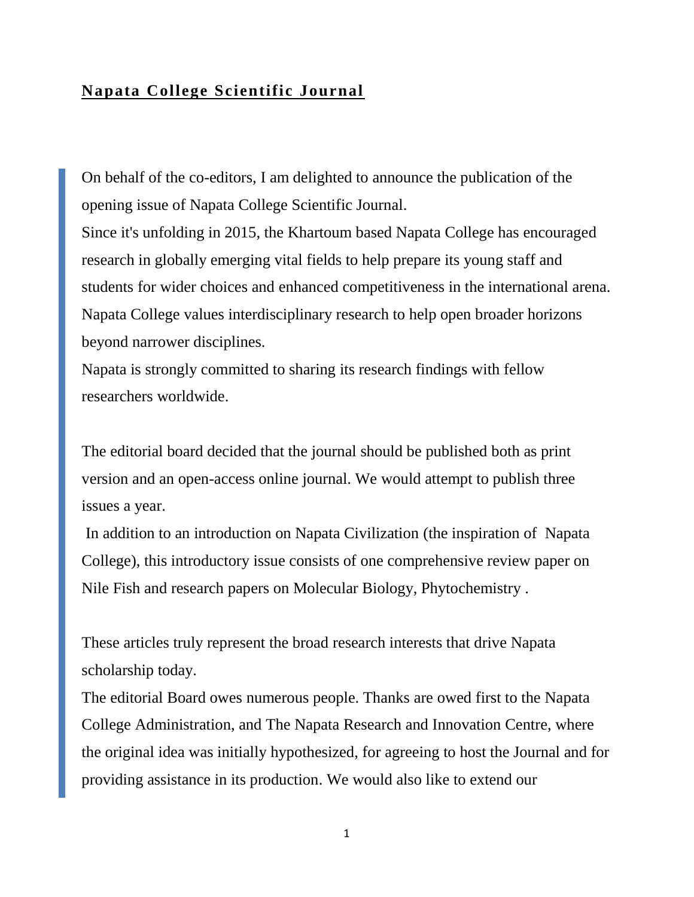## Napata College Scientific Journal

On behalf of the co-editors, I am delighted to announce the publication of the opening issue of Napata College Scientific Journal.
Since it's unfolding in 2015, the Khartoum based Napata College has encouraged research in globally emerging vital fields to help prepare its young staff and students for wider choices and enhanced competitiveness in the international arena. Napata College values interdisciplinary research to help open broader horizons beyond narrower disciplines.
Napata is strongly committed to sharing its research findings with fellow researchers worldwide.

The editorial board decided that the journal should be published both as print version and an open-access online journal. We would attempt to publish three issues a year.
In addition to an introduction on Napata Civilization (the inspiration of Napata College), this introductory issue consists of one comprehensive review paper on Nile Fish and research papers on Molecular Biology, Phytochemistry .

These articles truly represent the broad research interests that drive Napata scholarship today.
The editorial Board owes numerous people. Thanks are owed first to the Napata College Administration, and The Napata Research and Innovation Centre, where the original idea was initially hypothesized, for agreeing to host the Journal and for providing assistance in its production. We would also like to extend our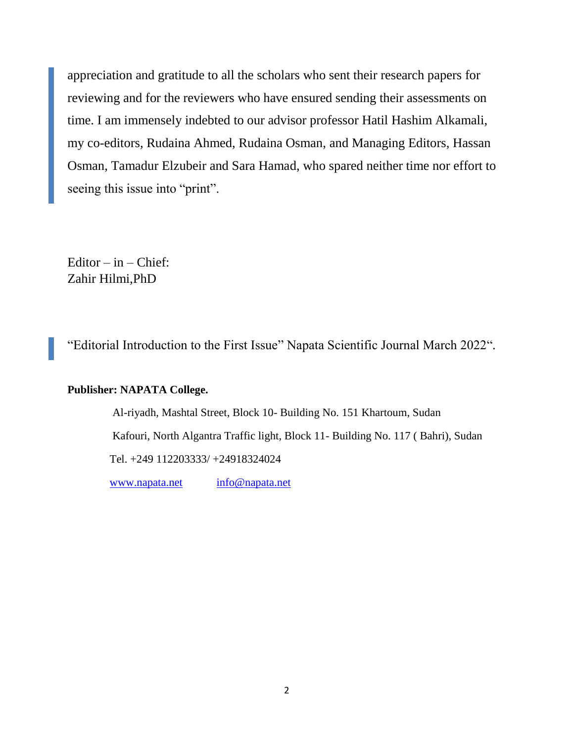appreciation and gratitude to all the scholars who sent their research papers for reviewing and for the reviewers who have ensured sending their assessments on time. I am immensely indebted to our advisor professor Hatil Hashim Alkamali, my co-editors, Rudaina Ahmed, Rudaina Osman, and Managing Editors, Hassan Osman, Tamadur Elzubeir and Sara Hamad, who spared neither time nor effort to seeing this issue into "print".

Editor – in – Chief:
Zahir Hilmi,PhD

"Editorial Introduction to the First Issue" Napata Scientific Journal March 2022".

**Publisher: NAPATA College.**

Al-riyadh, Mashtal Street, Block 10- Building No. 151 Khartoum, Sudan

Kafouri, North Algantra Traffic light, Block 11- Building No. 117 ( Bahri), Sudan

Tel. +249 112203333/ +24918324024

www.napata.net info@napata.net